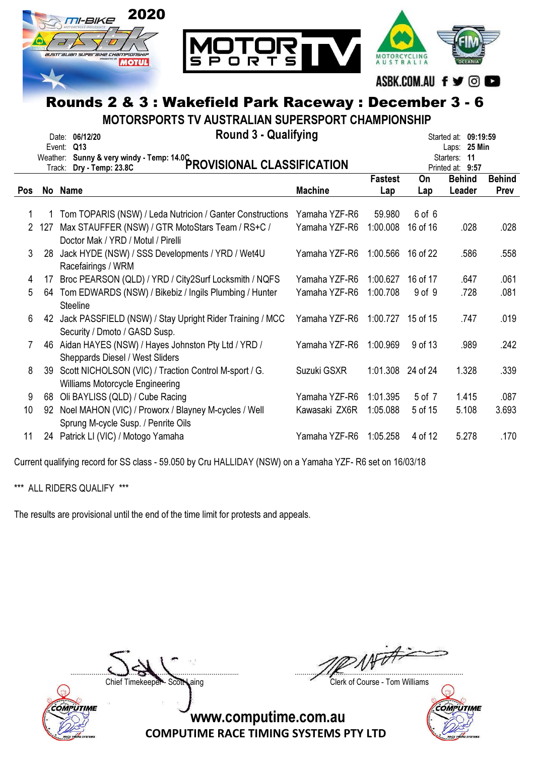# Rounds 2 & 3 : Wakefield Park Raceway : December 3 - 6

## MOTORSPORTS TV AUSTRALIAN SUPERSPORT CHAMPIONSHIP

### Round 3 - Qualifying

Date: 06/12/20
Event: Q13
Weather: Sunny & very windy - Temp: 14.0C
Track: Dry - Temp: 23.8C

Started at: 09:19:59
Laps: 25 Min
Starters: 11
Printed at: 9:57

### PROVISIONAL CLASSIFICATION

| Pos | No | Name | Machine | Fastest Lap | On Lap | Behind Leader | Behind Prev |
|---|---|---|---|---|---|---|---|
| 1 | 1 | Tom TOPARIS (NSW) / Leda Nutricion / Ganter Constructions | Yamaha YZF-R6 | 59.980 | 6 of 6 | | |
| 2 | 127 | Max STAUFFER (NSW) / GTR MotoStars Team / RS+C / Doctor Mak / YRD / Motul / Pirelli | Yamaha YZF-R6 | 1:00.008 | 16 of 16 | .028 | .028 |
| 3 | 28 | Jack HYDE (NSW) / SSS Developments / YRD / Wet4U Racefairings / WRM | Yamaha YZF-R6 | 1:00.566 | 16 of 22 | .586 | .558 |
| 4 | 17 | Broc PEARSON (QLD) / YRD / City2Surf Locksmith / NQFS | Yamaha YZF-R6 | 1:00.627 | 16 of 17 | .647 | .061 |
| 5 | 64 | Tom EDWARDS (NSW) / Bikebiz / Ingils Plumbing / Hunter Steeline | Yamaha YZF-R6 | 1:00.708 | 9 of 9 | .728 | .081 |
| 6 | 42 | Jack PASSFIELD (NSW) / Stay Upright Rider Training / MCC Security / Dmoto / GASD Susp. | Yamaha YZF-R6 | 1:00.727 | 15 of 15 | .747 | .019 |
| 7 | 46 | Aidan HAYES (NSW) / Hayes Johnston Pty Ltd / YRD / Sheppards Diesel / West Sliders | Yamaha YZF-R6 | 1:00.969 | 9 of 13 | .989 | .242 |
| 8 | 39 | Scott NICHOLSON (VIC) / Traction Control M-sport / G. Williams Motorcycle Engineering | Suzuki GSXR | 1:01.308 | 24 of 24 | 1.328 | .339 |
| 9 | 68 | Oli BAYLISS (QLD) / Cube Racing | Yamaha YZF-R6 | 1:01.395 | 5 of 7 | 1.415 | .087 |
| 10 | 92 | Noel MAHON (VIC) / Proworx / Blayney M-cycles / Well Sprung M-cycle Susp. / Penrite Oils | Kawasaki ZX6R | 1:05.088 | 5 of 15 | 5.108 | 3.693 |
| 11 | 24 | Patrick LI (VIC) / Motogo Yamaha | Yamaha YZF-R6 | 1:05.258 | 4 of 12 | 5.278 | .170 |

Current qualifying record for SS class - 59.050 by Cru HALLIDAY (NSW) on a Yamaha YZF- R6 set on 16/03/18

*** ALL RIDERS QUALIFY ***

The results are provisional until the end of the time limit for protests and appeals.

Chief Timekeeper - Scott Laing

Clerk of Course - Tom Williams

www.computime.com.au
COMPUTIME RACE TIMING SYSTEMS PTY LTD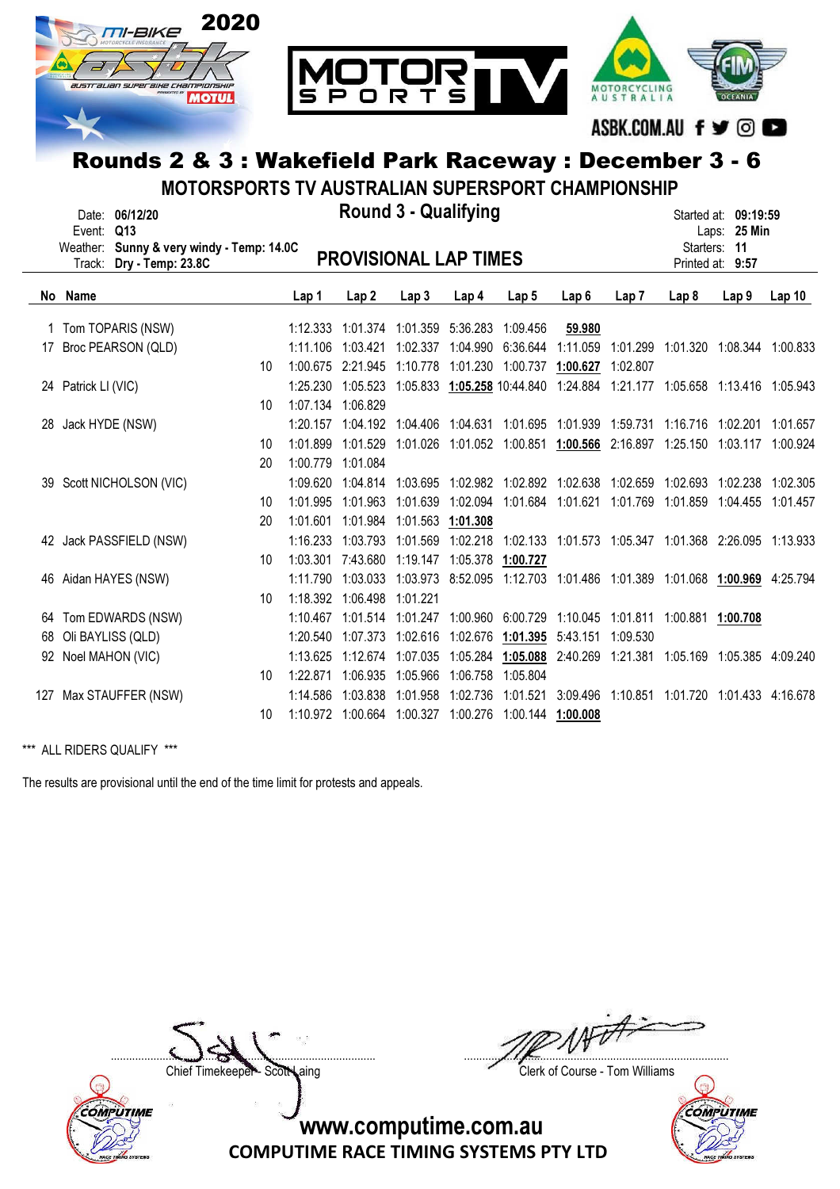# Rounds 2 & 3 : Wakefield Park Raceway : December 3 - 6

## MOTORSPORTS TV AUSTRALIAN SUPERSPORT CHAMPIONSHIP

### Round 3 - Qualifying

Date: 06/12/20
Event: Q13
Weather: Sunny & very windy - Temp: 14.0C
Track: Dry - Temp: 23.8C

Started at: 09:19:59
Laps: 25 Min
Starters: 11
Printed at: 9:57

### PROVISIONAL LAP TIMES

| No | Name | | Lap 1 | Lap 2 | Lap 3 | Lap 4 | Lap 5 | Lap 6 | Lap 7 | Lap 8 | Lap 9 | Lap 10 |
|---|---|---|---|---|---|---|---|---|---|---|---|---|
| 1 | Tom TOPARIS (NSW) | | 1:12.333 | 1:01.374 | 1:01.359 | 5:36.283 | 1:09.456 | **59.980** | | | | |
| 17 | Broc PEARSON (QLD) | | 1:11.106 | 1:03.421 | 1:02.337 | 1:04.990 | 6:36.644 | 1:11.059 | 1:01.299 | 1:01.320 | 1:08.344 | 1:00.833 |
| | | 10 | 1:00.675 | 2:21.945 | 1:10.778 | 1:01.230 | 1:00.737 | **1:00.627** | 1:02.807 | | | |
| 24 | Patrick LI (VIC) | | 1:25.230 | 1:05.523 | 1:05.833 | **1:05.258** | 10:44.840 | 1:24.884 | 1:21.177 | 1:05.658 | 1:13.416 | 1:05.943 |
| | | 10 | 1:07.134 | 1:06.829 | | | | | | | | |
| 28 | Jack HYDE (NSW) | | 1:20.157 | 1:04.192 | 1:04.406 | 1:04.631 | 1:01.695 | 1:01.939 | 1:59.731 | 1:16.716 | 1:02.201 | 1:01.657 |
| | | 10 | 1:01.899 | 1:01.529 | 1:01.026 | 1:01.052 | 1:00.851 | **1:00.566** | 2:16.897 | 1:25.150 | 1:03.117 | 1:00.924 |
| | | 20 | 1:00.779 | 1:01.084 | | | | | | | | |
| 39 | Scott NICHOLSON (VIC) | | 1:09.620 | 1:04.814 | 1:03.695 | 1:02.982 | 1:02.892 | 1:02.638 | 1:02.659 | 1:02.693 | 1:02.238 | 1:02.305 |
| | | 10 | 1:01.995 | 1:01.963 | 1:01.639 | 1:02.094 | 1:01.684 | 1:01.621 | 1:01.769 | 1:01.859 | 1:04.455 | 1:01.457 |
| | | 20 | 1:01.601 | 1:01.984 | 1:01.563 | **1:01.308** | | | | | | |
| 42 | Jack PASSFIELD (NSW) | | 1:16.233 | 1:03.793 | 1:01.569 | 1:02.218 | 1:02.133 | 1:01.573 | 1:05.347 | 1:01.368 | 2:26.095 | 1:13.933 |
| | | 10 | 1:03.301 | 7:43.680 | 1:19.147 | 1:05.378 | **1:00.727** | | | | | |
| 46 | Aidan HAYES (NSW) | | 1:11.790 | 1:03.033 | 1:03.973 | 8:52.095 | 1:12.703 | 1:01.486 | 1:01.389 | 1:01.068 | **1:00.969** | 4:25.794 |
| | | 10 | 1:18.392 | 1:06.498 | 1:01.221 | | | | | | | |
| 64 | Tom EDWARDS (NSW) | | 1:10.467 | 1:01.514 | 1:01.247 | 1:00.960 | 6:00.729 | 1:10.045 | 1:01.811 | 1:00.881 | **1:00.708** | |
| 68 | Oli BAYLISS (QLD) | | 1:20.540 | 1:07.373 | 1:02.616 | 1:02.676 | **1:01.395** | 5:43.151 | 1:09.530 | | | |
| 92 | Noel MAHON (VIC) | | 1:13.625 | 1:12.674 | 1:07.035 | 1:05.284 | **1:05.088** | 2:40.269 | 1:21.381 | 1:05.169 | 1:05.385 | 4:09.240 |
| | | 10 | 1:22.871 | 1:06.935 | 1:05.966 | 1:06.758 | 1:05.804 | | | | | |
| 127 | Max STAUFFER (NSW) | | 1:14.586 | 1:03.838 | 1:01.958 | 1:02.736 | 1:01.521 | 3:09.496 | 1:10.851 | 1:01.720 | 1:01.433 | 4:16.678 |
| | | 10 | 1:10.972 | 1:00.664 | 1:00.327 | 1:00.276 | 1:00.144 | **1:00.008** | | | | |

*** ALL RIDERS QUALIFY ***

The results are provisional until the end of the time limit for protests and appeals.

Chief Timekeeper - Scott Laing

Clerk of Course - Tom Williams

www.computime.com.au
COMPUTIME RACE TIMING SYSTEMS PTY LTD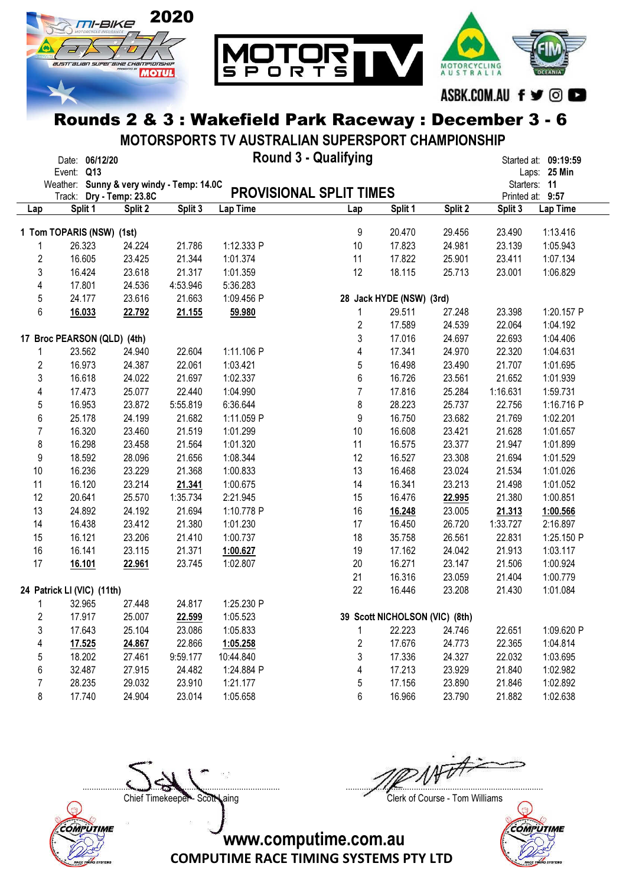# Rounds 2 & 3 : Wakefield Park Raceway : December 3 - 6

## MOTORSPORTS TV AUSTRALIAN SUPERSPORT CHAMPIONSHIP

### Round 3 - Qualifying

Date: **06/12/20**
Event: **Q13**
Weather: **Sunny & very windy - Temp: 14.0C**
Track: **Dry - Temp: 23.8C**

Started at: **09:19:59**
Laps: **25 Min**
Starters: **11**
Printed at: **9:57**

### PROVISIONAL SPLIT TIMES

| Lap | Split 1 | Split 2 | Split 3 | Lap Time |
|---|---|---|---|---|
| **1 Tom TOPARIS (NSW) (1st)** | | | | |
| 1 | 26.323 | 24.224 | 21.786 | 1:12.333 P |
| 2 | 16.605 | 23.425 | 21.344 | 1:01.374 |
| 3 | 16.424 | 23.618 | 21.317 | 1:01.359 |
| 4 | 17.801 | 24.536 | 4:53.946 | 5:36.283 |
| 5 | 24.177 | 23.616 | 21.663 | 1:09.456 P |
| 6 | **16.033** | **22.792** | **21.155** | **59.980** |
| **17 Broc PEARSON (QLD) (4th)** | | | | |
| 1 | 23.562 | 24.940 | 22.604 | 1:11.106 P |
| 2 | 16.973 | 24.387 | 22.061 | 1:03.421 |
| 3 | 16.618 | 24.022 | 21.697 | 1:02.337 |
| 4 | 17.473 | 25.077 | 22.440 | 1:04.990 |
| 5 | 16.953 | 23.872 | 5:55.819 | 6:36.644 |
| 6 | 25.178 | 24.199 | 21.682 | 1:11.059 P |
| 7 | 16.320 | 23.460 | 21.519 | 1:01.299 |
| 8 | 16.298 | 23.458 | 21.564 | 1:01.320 |
| 9 | 18.592 | 28.096 | 21.656 | 1:08.344 |
| 10 | 16.236 | 23.229 | 21.368 | 1:00.833 |
| 11 | 16.120 | 23.214 | **21.341** | 1:00.675 |
| 12 | 20.641 | 25.570 | 1:35.734 | 2:21.945 |
| 13 | 24.892 | 24.192 | 21.694 | 1:10.778 P |
| 14 | 16.438 | 23.412 | 21.380 | 1:01.230 |
| 15 | 16.121 | 23.206 | 21.410 | 1:00.737 |
| 16 | 16.141 | 23.115 | 21.371 | **1:00.627** |
| 17 | **16.101** | **22.961** | 23.745 | 1:02.807 |
| **24 Patrick LI (VIC) (11th)** | | | | |
| 1 | 32.965 | 27.448 | 24.817 | 1:25.230 P |
| 2 | 17.917 | 25.007 | **22.599** | 1:05.523 |
| 3 | 17.643 | 25.104 | 23.086 | 1:05.833 |
| 4 | **17.525** | **24.867** | 22.866 | **1:05.258** |
| 5 | 18.202 | 27.461 | 9:59.177 | 10:44.840 |
| 6 | 32.487 | 27.915 | 24.482 | 1:24.884 P |
| 7 | 28.235 | 29.032 | 23.910 | 1:21.177 |
| 8 | 17.740 | 24.904 | 23.014 | 1:05.658 |
| 9 | 20.470 | 29.456 | 23.490 | 1:13.416 |
| 10 | 17.823 | 24.981 | 23.139 | 1:05.943 |
| 11 | 17.822 | 25.901 | 23.411 | 1:07.134 |
| 12 | 18.115 | 25.713 | 23.001 | 1:06.829 |
| **28 Jack HYDE (NSW) (3rd)** | | | | |
| 1 | 29.511 | 27.248 | 23.398 | 1:20.157 P |
| 2 | 17.589 | 24.539 | 22.064 | 1:04.192 |
| 3 | 17.016 | 24.697 | 22.693 | 1:04.406 |
| 4 | 17.341 | 24.970 | 22.320 | 1:04.631 |
| 5 | 16.498 | 23.490 | 21.707 | 1:01.695 |
| 6 | 16.726 | 23.561 | 21.652 | 1:01.939 |
| 7 | 17.816 | 25.284 | 1:16.631 | 1:59.731 |
| 8 | 28.223 | 25.737 | 22.756 | 1:16.716 P |
| 9 | 16.750 | 23.682 | 21.769 | 1:02.201 |
| 10 | 16.608 | 23.421 | 21.628 | 1:01.657 |
| 11 | 16.575 | 23.377 | 21.947 | 1:01.899 |
| 12 | 16.527 | 23.308 | 21.694 | 1:01.529 |
| 13 | 16.468 | 23.024 | 21.534 | 1:01.026 |
| 14 | 16.341 | 23.213 | 21.498 | 1:01.052 |
| 15 | 16.476 | **22.995** | 21.380 | 1:00.851 |
| 16 | **16.248** | 23.005 | **21.313** | **1:00.566** |
| 17 | 16.450 | 26.720 | 1:33.727 | 2:16.897 |
| 18 | 35.758 | 26.561 | 22.831 | 1:25.150 P |
| 19 | 17.162 | 24.042 | 21.913 | 1:03.117 |
| 20 | 16.271 | 23.147 | 21.506 | 1:00.924 |
| 21 | 16.316 | 23.059 | 21.404 | 1:00.779 |
| 22 | 16.446 | 23.208 | 21.430 | 1:01.084 |
| **39 Scott NICHOLSON (VIC) (8th)** | | | | |
| 1 | 22.223 | 24.746 | 22.651 | 1:09.620 P |
| 2 | 17.676 | 24.773 | 22.365 | 1:04.814 |
| 3 | 17.336 | 24.327 | 22.032 | 1:03.695 |
| 4 | 17.213 | 23.929 | 21.840 | 1:02.982 |
| 5 | 17.156 | 23.890 | 21.846 | 1:02.892 |
| 6 | 16.966 | 23.790 | 21.882 | 1:02.638 |

Chief Timekeeper - Scott Laing

Clerk of Course - Tom Williams

www.computime.com.au
COMPUTIME RACE TIMING SYSTEMS PTY LTD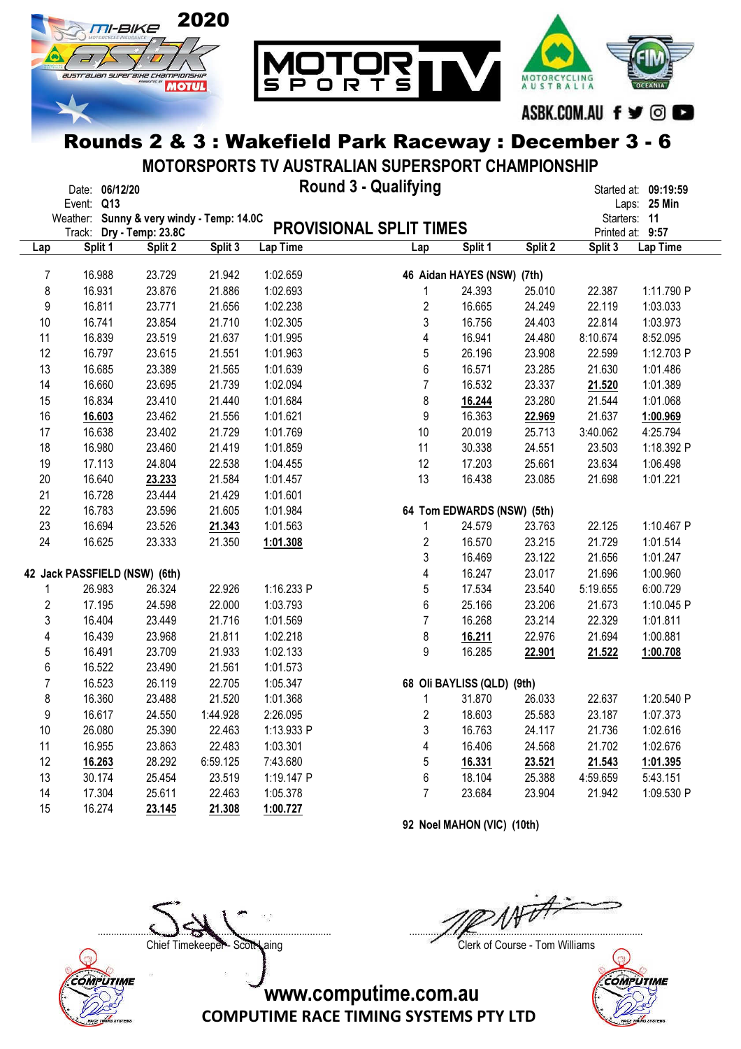# Rounds 2 & 3 : Wakefield Park Raceway : December 3 - 6

## MOTORSPORTS TV AUSTRALIAN SUPERSPORT CHAMPIONSHIP

Date: **06/12/20**
Event: **Q13**
Weather: **Sunny & very windy - Temp: 14.0C**
Track: **Dry - Temp: 23.8C**

**Round 3 - Qualifying**

**PROVISIONAL SPLIT TIMES**

Started at: **09:19:59**
Laps: **25 Min**
Starters: **11**
Printed at: **9:57**

| Lap | Split 1 | Split 2 | Split 3 | Lap Time |
|---|---|---|---|---|
| 7 | 16.988 | 23.729 | 21.942 | 1:02.659 |
| 8 | 16.931 | 23.876 | 21.886 | 1:02.693 |
| 9 | 16.811 | 23.771 | 21.656 | 1:02.238 |
| 10 | 16.741 | 23.854 | 21.710 | 1:02.305 |
| 11 | 16.839 | 23.519 | 21.637 | 1:01.995 |
| 12 | 16.797 | 23.615 | 21.551 | 1:01.963 |
| 13 | 16.685 | 23.389 | 21.565 | 1:01.639 |
| 14 | 16.660 | 23.695 | 21.739 | 1:02.094 |
| 15 | 16.834 | 23.410 | 21.440 | 1:01.684 |
| 16 | **16.603** | 23.462 | 21.556 | 1:01.621 |
| 17 | 16.638 | 23.402 | 21.729 | 1:01.769 |
| 18 | 16.980 | 23.460 | 21.419 | 1:01.859 |
| 19 | 17.113 | 24.804 | 22.538 | 1:04.455 |
| 20 | 16.640 | **23.233** | 21.584 | 1:01.457 |
| 21 | 16.728 | 23.444 | 21.429 | 1:01.601 |
| 22 | 16.783 | 23.596 | 21.605 | 1:01.984 |
| 23 | 16.694 | 23.526 | **21.343** | 1:01.563 |
| 24 | 16.625 | 23.333 | 21.350 | **1:01.308** |

**42 Jack PASSFIELD (NSW) (6th)**

| Lap | Split 1 | Split 2 | Split 3 | Lap Time |
|---|---|---|---|---|
| 1 | 26.983 | 26.324 | 22.926 | 1:16.233 P |
| 2 | 17.195 | 24.598 | 22.000 | 1:03.793 |
| 3 | 16.404 | 23.449 | 21.716 | 1:01.569 |
| 4 | 16.439 | 23.968 | 21.811 | 1:02.218 |
| 5 | 16.491 | 23.709 | 21.933 | 1:02.133 |
| 6 | 16.522 | 23.490 | 21.561 | 1:01.573 |
| 7 | 16.523 | 26.119 | 22.705 | 1:05.347 |
| 8 | 16.360 | 23.488 | 21.520 | 1:01.368 |
| 9 | 16.617 | 24.550 | 1:44.928 | 2:26.095 |
| 10 | 26.080 | 25.390 | 22.463 | 1:13.933 P |
| 11 | 16.955 | 23.863 | 22.483 | 1:03.301 |
| 12 | **16.263** | 28.292 | 6:59.125 | 7:43.680 |
| 13 | 30.174 | 25.454 | 23.519 | 1:19.147 P |
| 14 | 17.304 | 25.611 | 22.463 | 1:05.378 |
| 15 | 16.274 | **23.145** | **21.308** | **1:00.727** |

**46 Aidan HAYES (NSW) (7th)**

| Lap | Split 1 | Split 2 | Split 3 | Lap Time |
|---|---|---|---|---|
| 1 | 24.393 | 25.010 | 22.387 | 1:11.790 P |
| 2 | 16.665 | 24.249 | 22.119 | 1:03.033 |
| 3 | 16.756 | 24.403 | 22.814 | 1:03.973 |
| 4 | 16.941 | 24.480 | 8:10.674 | 8:52.095 |
| 5 | 26.196 | 23.908 | 22.599 | 1:12.703 P |
| 6 | 16.571 | 23.285 | 21.630 | 1:01.486 |
| 7 | 16.532 | 23.337 | **21.520** | 1:01.389 |
| 8 | **16.244** | 23.280 | 21.544 | 1:01.068 |
| 9 | 16.363 | **22.969** | 21.637 | **1:00.969** |
| 10 | 20.019 | 25.713 | 3:40.062 | 4:25.794 |
| 11 | 30.338 | 24.551 | 23.503 | 1:18.392 P |
| 12 | 17.203 | 25.661 | 23.634 | 1:06.498 |
| 13 | 16.438 | 23.085 | 21.698 | 1:01.221 |

**64 Tom EDWARDS (NSW) (5th)**

| Lap | Split 1 | Split 2 | Split 3 | Lap Time |
|---|---|---|---|---|
| 1 | 24.579 | 23.763 | 22.125 | 1:10.467 P |
| 2 | 16.570 | 23.215 | 21.729 | 1:01.514 |
| 3 | 16.469 | 23.122 | 21.656 | 1:01.247 |
| 4 | 16.247 | 23.017 | 21.696 | 1:00.960 |
| 5 | 17.534 | 23.540 | 5:19.655 | 6:00.729 |
| 6 | 25.166 | 23.206 | 21.673 | 1:10.045 P |
| 7 | 16.268 | 23.214 | 22.329 | 1:01.811 |
| 8 | **16.211** | 22.976 | 21.694 | 1:00.881 |
| 9 | 16.285 | **22.901** | **21.522** | **1:00.708** |

**68 Oli BAYLISS (QLD) (9th)**

| Lap | Split 1 | Split 2 | Split 3 | Lap Time |
|---|---|---|---|---|
| 1 | 31.870 | 26.033 | 22.637 | 1:20.540 P |
| 2 | 18.603 | 25.583 | 23.187 | 1:07.373 |
| 3 | 16.763 | 24.117 | 21.736 | 1:02.616 |
| 4 | 16.406 | 24.568 | 21.702 | 1:02.676 |
| 5 | **16.331** | **23.521** | **21.543** | **1:01.395** |
| 6 | 18.104 | 25.388 | 4:59.659 | 5:43.151 |
| 7 | 23.684 | 23.904 | 21.942 | 1:09.530 P |

**92 Noel MAHON (VIC) (10th)**

Chief Timekeeper - Scott Laing

Clerk of Course - Tom Williams

www.computime.com.au
COMPUTIME RACE TIMING SYSTEMS PTY LTD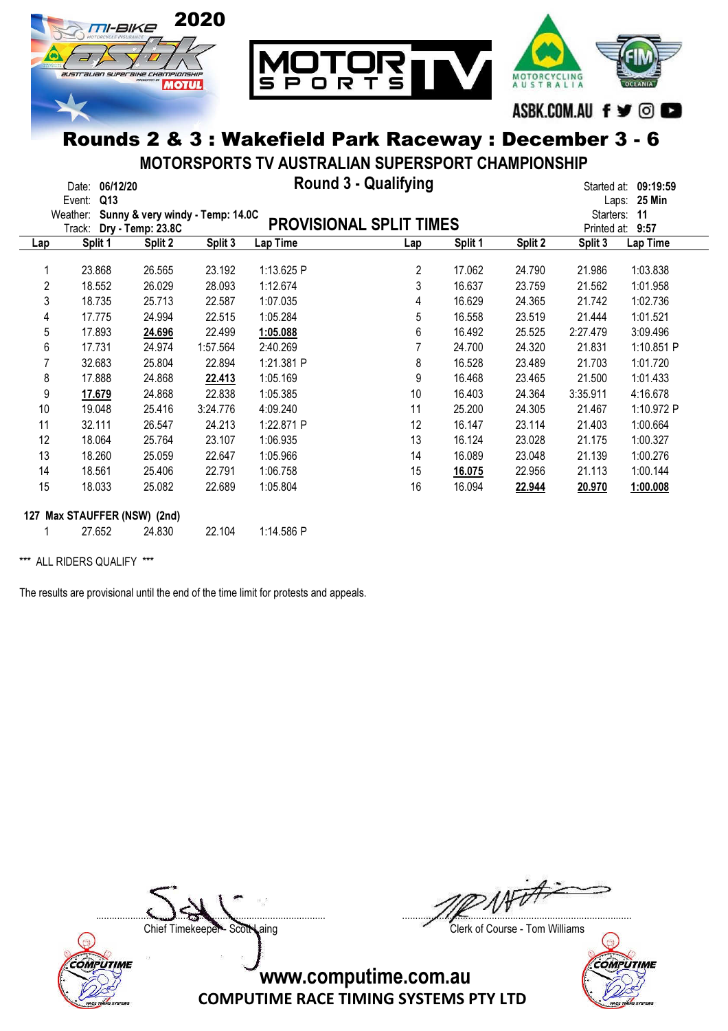# Rounds 2 & 3 : Wakefield Park Raceway : December 3 - 6

## MOTORSPORTS TV AUSTRALIAN SUPERSPORT CHAMPIONSHIP

### Round 3 - Qualifying

Date: **06/12/20**
Event: **Q13**
Weather: **Sunny & very windy - Temp: 14.0C**
Track: **Dry - Temp: 23.8C**

Started at: **09:19:59**
Laps: **25 Min**
Starters: **11**
Printed at: **9:57**

### PROVISIONAL SPLIT TIMES

| Lap | Split 1 | Split 2 | Split 3 | Lap Time | Lap | Split 1 | Split 2 | Split 3 | Lap Time |
|---|---|---|---|---|---|---|---|---|---|
| 1 | 23.868 | 26.565 | 23.192 | 1:13.625 P | 2 | 17.062 | 24.790 | 21.986 | 1:03.838 |
| 2 | 18.552 | 26.029 | 28.093 | 1:12.674 | 3 | 16.637 | 23.759 | 21.562 | 1:01.958 |
| 3 | 18.735 | 25.713 | 22.587 | 1:07.035 | 4 | 16.629 | 24.365 | 21.742 | 1:02.736 |
| 4 | 17.775 | 24.994 | 22.515 | 1:05.284 | 5 | 16.558 | 23.519 | 21.444 | 1:01.521 |
| 5 | 17.893 | **24.696** | 22.499 | **1:05.088** | 6 | 16.492 | 25.525 | 2:27.479 | 3:09.496 |
| 6 | 17.731 | 24.974 | 1:57.564 | 2:40.269 | 7 | 24.700 | 24.320 | 21.831 | 1:10.851 P |
| 7 | 32.683 | 25.804 | 22.894 | 1:21.381 P | 8 | 16.528 | 23.489 | 21.703 | 1:01.720 |
| 8 | 17.888 | 24.868 | **22.413** | 1:05.169 | 9 | 16.468 | 23.465 | 21.500 | 1:01.433 |
| 9 | **17.679** | 24.868 | 22.838 | 1:05.385 | 10 | 16.403 | 24.364 | 3:35.911 | 4:16.678 |
| 10 | 19.048 | 25.416 | 3:24.776 | 4:09.240 | 11 | 25.200 | 24.305 | 21.467 | 1:10.972 P |
| 11 | 32.111 | 26.547 | 24.213 | 1:22.871 P | 12 | 16.147 | 23.114 | 21.403 | 1:00.664 |
| 12 | 18.064 | 25.764 | 23.107 | 1:06.935 | 13 | 16.124 | 23.028 | 21.175 | 1:00.327 |
| 13 | 18.260 | 25.059 | 22.647 | 1:05.966 | 14 | 16.089 | 23.048 | 21.139 | 1:00.276 |
| 14 | 18.561 | 25.406 | 22.791 | 1:06.758 | 15 | **16.075** | 22.956 | 21.113 | 1:00.144 |
| 15 | 18.033 | 25.082 | 22.689 | 1:05.804 | 16 | 16.094 | **22.944** | **20.970** | **1:00.008** |

**127 Max STAUFFER (NSW) (2nd)**

| Lap | Split 1 | Split 2 | Split 3 | Lap Time |
|---|---|---|---|---|
| 1 | 27.652 | 24.830 | 22.104 | 1:14.586 P |

\*\*\* ALL RIDERS QUALIFY \*\*\*

The results are provisional until the end of the time limit for protests and appeals.

Chief Timekeeper - Scott Laing

Clerk of Course - Tom Williams

www.computime.com.au
COMPUTIME RACE TIMING SYSTEMS PTY LTD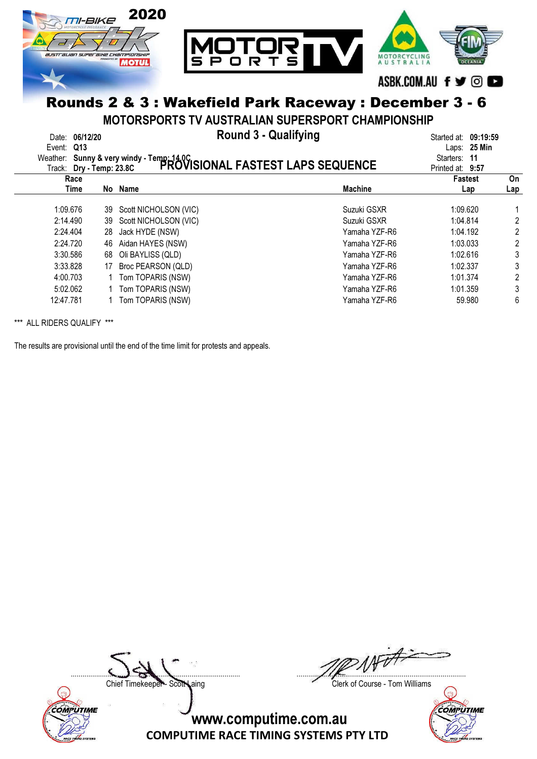# Rounds 2 & 3 : Wakefield Park Raceway : December 3 - 6

## MOTORSPORTS TV AUSTRALIAN SUPERSPORT CHAMPIONSHIP

### Round 3 - Qualifying

Date: **06/12/20**
Event: **Q13**
Weather: **Sunny & very windy - Temp: 14.0C**
Track: **Dry - Temp: 23.8C**

Started at: **09:19:59**
Laps: **25 Min**
Starters: **11**
Printed at: **9:57**

### PROVISIONAL FASTEST LAPS SEQUENCE

| Race Time | No | Name | Machine | Fastest Lap | On Lap |
|---|---|---|---|---|---|
| 1:09.676 | 39 | Scott NICHOLSON (VIC) | Suzuki GSXR | 1:09.620 | 1 |
| 2:14.490 | 39 | Scott NICHOLSON (VIC) | Suzuki GSXR | 1:04.814 | 2 |
| 2:24.404 | 28 | Jack HYDE (NSW) | Yamaha YZF-R6 | 1:04.192 | 2 |
| 2:24.720 | 46 | Aidan HAYES (NSW) | Yamaha YZF-R6 | 1:03.033 | 2 |
| 3:30.586 | 68 | Oli BAYLISS (QLD) | Yamaha YZF-R6 | 1:02.616 | 3 |
| 3:33.828 | 17 | Broc PEARSON (QLD) | Yamaha YZF-R6 | 1:02.337 | 3 |
| 4:00.703 | 1 | Tom TOPARIS (NSW) | Yamaha YZF-R6 | 1:01.374 | 2 |
| 5:02.062 | 1 | Tom TOPARIS (NSW) | Yamaha YZF-R6 | 1:01.359 | 3 |
| 12:47.781 | 1 | Tom TOPARIS (NSW) | Yamaha YZF-R6 | 59.980 | 6 |

*** ALL RIDERS QUALIFY ***

The results are provisional until the end of the time limit for protests and appeals.

Chief Timekeeper - Scott Laing

Clerk of Course - Tom Williams

www.computime.com.au
COMPUTIME RACE TIMING SYSTEMS PTY LTD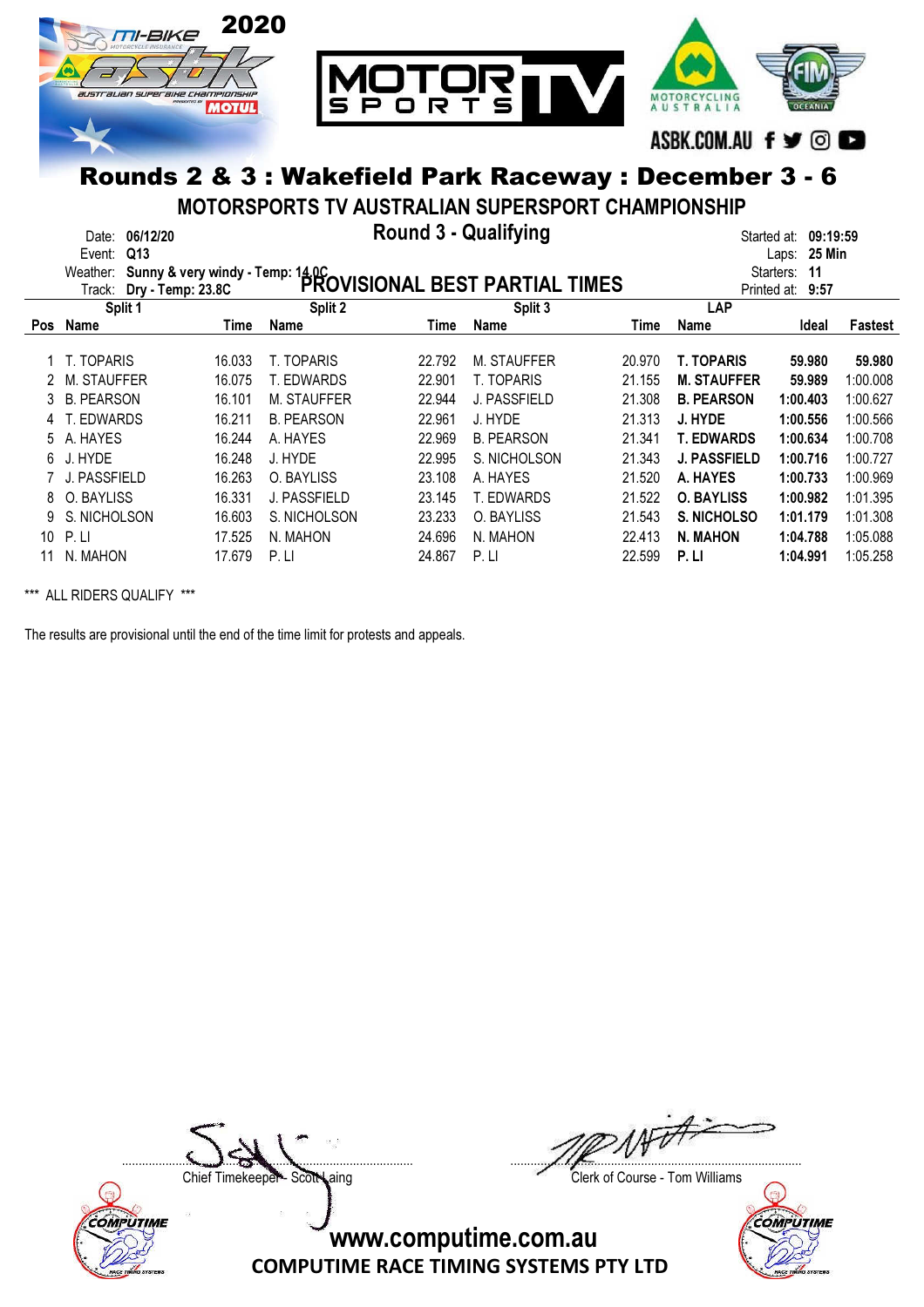# Rounds 2 & 3 : Wakefield Park Raceway : December 3 - 6

## MOTORSPORTS TV AUSTRALIAN SUPERSPORT CHAMPIONSHIP

### Round 3 - Qualifying

### PROVISIONAL BEST PARTIAL TIMES

Date: **06/12/20**
Event: **Q13**
Weather: **Sunny & very windy - Temp: 14.0C**
Track: **Dry - Temp: 23.8C**

Started at: **09:19:59**
Laps: **25 Min**
Starters: **11**
Printed at: **9:57**

| | Split 1 | | Split 2 | | Split 3 | | LAP | | |
|---|---|---|---|---|---|---|---|---|---|
| Pos | Name | Time | Name | Time | Name | Time | Name | Ideal | Fastest |
| 1 | T. TOPARIS | 16.033 | T. TOPARIS | 22.792 | M. STAUFFER | 20.970 | **T. TOPARIS** | **59.980** | **59.980** |
| 2 | M. STAUFFER | 16.075 | T. EDWARDS | 22.901 | T. TOPARIS | 21.155 | **M. STAUFFER** | **59.989** | 1:00.008 |
| 3 | B. PEARSON | 16.101 | M. STAUFFER | 22.944 | J. PASSFIELD | 21.308 | **B. PEARSON** | **1:00.403** | 1:00.627 |
| 4 | T. EDWARDS | 16.211 | B. PEARSON | 22.961 | J. HYDE | 21.313 | **J. HYDE** | **1:00.556** | 1:00.566 |
| 5 | A. HAYES | 16.244 | A. HAYES | 22.969 | B. PEARSON | 21.341 | **T. EDWARDS** | **1:00.634** | 1:00.708 |
| 6 | J. HYDE | 16.248 | J. HYDE | 22.995 | S. NICHOLSON | 21.343 | **J. PASSFIELD** | **1:00.716** | 1:00.727 |
| 7 | J. PASSFIELD | 16.263 | O. BAYLISS | 23.108 | A. HAYES | 21.520 | **A. HAYES** | **1:00.733** | 1:00.969 |
| 8 | O. BAYLISS | 16.331 | J. PASSFIELD | 23.145 | T. EDWARDS | 21.522 | **O. BAYLISS** | **1:00.982** | 1:01.395 |
| 9 | S. NICHOLSON | 16.603 | S. NICHOLSON | 23.233 | O. BAYLISS | 21.543 | **S. NICHOLSO** | **1:01.179** | 1:01.308 |
| 10 | P. LI | 17.525 | N. MAHON | 24.696 | N. MAHON | 22.413 | **N. MAHON** | **1:04.788** | 1:05.088 |
| 11 | N. MAHON | 17.679 | P. LI | 24.867 | P. LI | 22.599 | **P. LI** | **1:04.991** | 1:05.258 |

*** ALL RIDERS QUALIFY ***

The results are provisional until the end of the time limit for protests and appeals.

Chief Timekeeper - Scott Laing

Clerk of Course - Tom Williams

www.computime.com.au
COMPUTIME RACE TIMING SYSTEMS PTY LTD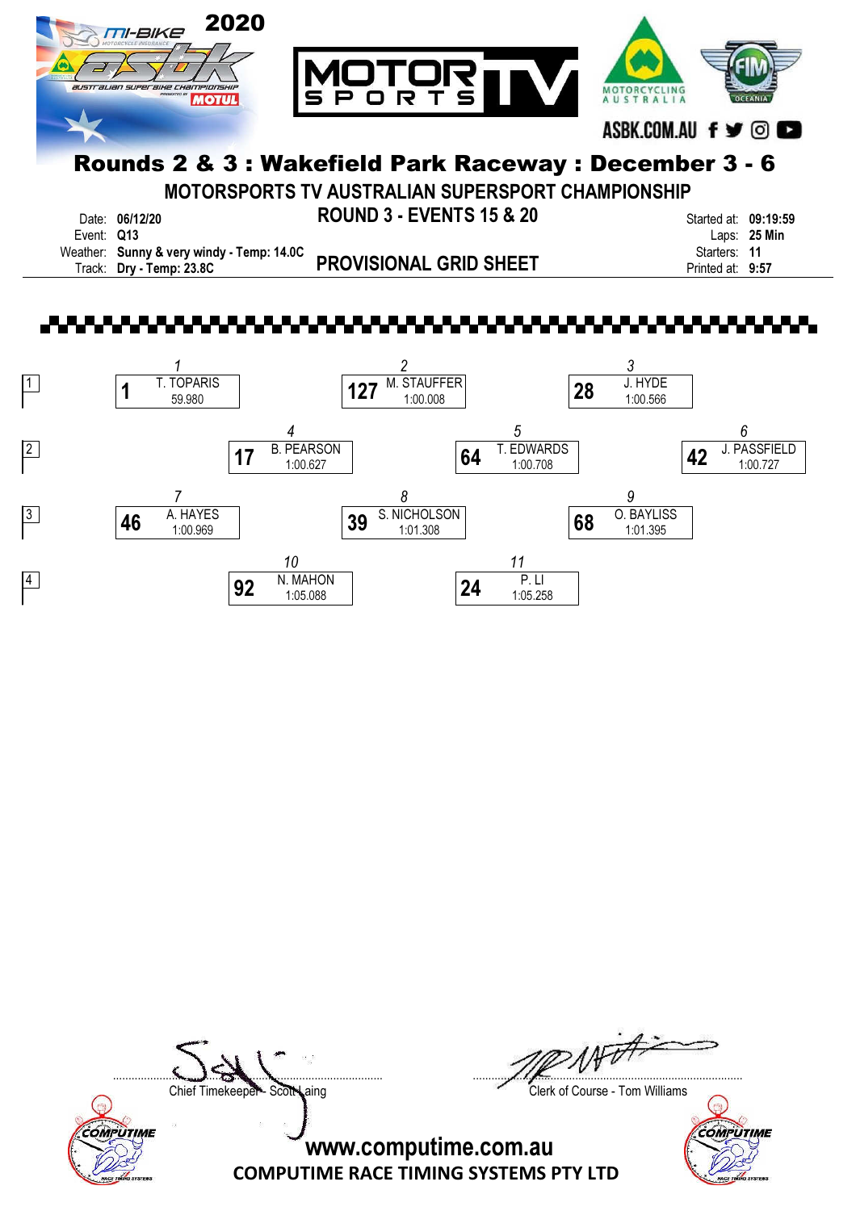2020

# Rounds 2 & 3 : Wakefield Park Raceway : December 3 - 6

## MOTORSPORTS TV AUSTRALIAN SUPERSPORT CHAMPIONSHIP

### ROUND 3 - EVENTS 15 & 20

Date: **06/12/20**
Event: **Q13**
Weather: **Sunny & very windy - Temp: 14.0C**
Track: **Dry - Temp: 23.8C**

Started at: **09:19:59**
Laps: **25 Min**
Starters: **11**
Printed at: **9:57**

### PROVISIONAL GRID SHEET

| Row | Pos | No. | Rider | Time |
|---|---|---|---|---|
| 1 | 1 | 1 | T. TOPARIS | 59.980 |
| 1 | 2 | 127 | M. STAUFFER | 1:00.008 |
| 1 | 3 | 28 | J. HYDE | 1:00.566 |
| 2 | 4 | 17 | B. PEARSON | 1:00.627 |
| 2 | 5 | 64 | T. EDWARDS | 1:00.708 |
| 2 | 6 | 42 | J. PASSFIELD | 1:00.727 |
| 3 | 7 | 46 | A. HAYES | 1:00.969 |
| 3 | 8 | 39 | S. NICHOLSON | 1:01.308 |
| 3 | 9 | 68 | O. BAYLISS | 1:01.395 |
| 4 | 10 | 92 | N. MAHON | 1:05.088 |
| 4 | 11 | 24 | P. LI | 1:05.258 |

Chief Timekeeper - Scott Laing

Clerk of Course - Tom Williams

www.computime.com.au
COMPUTIME RACE TIMING SYSTEMS PTY LTD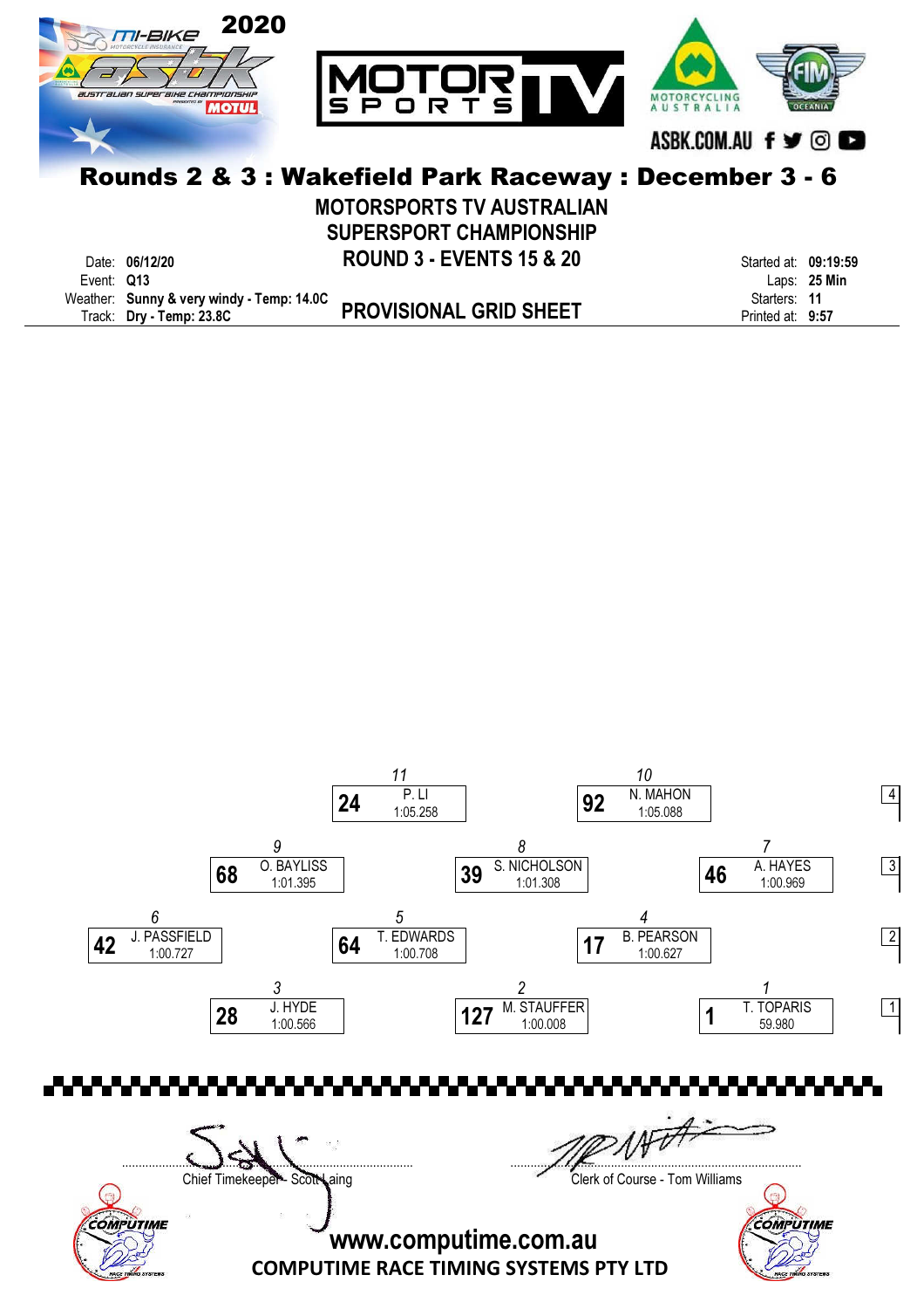# Rounds 2 & 3 : Wakefield Park Raceway : December 3 - 6

## MOTORSPORTS TV AUSTRALIAN SUPERSPORT CHAMPIONSHIP

## ROUND 3 - EVENTS 15 & 20

## PROVISIONAL GRID SHEET

Date: **06/12/20**
Event: **Q13**
Weather: **Sunny & very windy - Temp: 14.0C**
Track: **Dry - Temp: 23.8C**

Started at: **09:19:59**
Laps: **25 Min**
Starters: **11**
Printed at: **9:57**

| Row | Position | No. | Rider | Time |
|---|---|---|---|---|
| 1 | 1 | 1 | T. TOPARIS | 59.980 |
| 1 | 2 | 127 | M. STAUFFER | 1:00.008 |
| 1 | 3 | 28 | J. HYDE | 1:00.566 |
| 2 | 4 | 17 | B. PEARSON | 1:00.627 |
| 2 | 5 | 64 | T. EDWARDS | 1:00.708 |
| 2 | 6 | 42 | J. PASSFIELD | 1:00.727 |
| 3 | 7 | 46 | A. HAYES | 1:00.969 |
| 3 | 8 | 39 | S. NICHOLSON | 1:01.308 |
| 3 | 9 | 68 | O. BAYLISS | 1:01.395 |
| 4 | 10 | 92 | N. MAHON | 1:05.088 |
| 4 | 11 | 24 | P. LI | 1:05.258 |

Chief Timekeeper - Scott Laing

Clerk of Course - Tom Williams

www.computime.com.au

COMPUTIME RACE TIMING SYSTEMS PTY LTD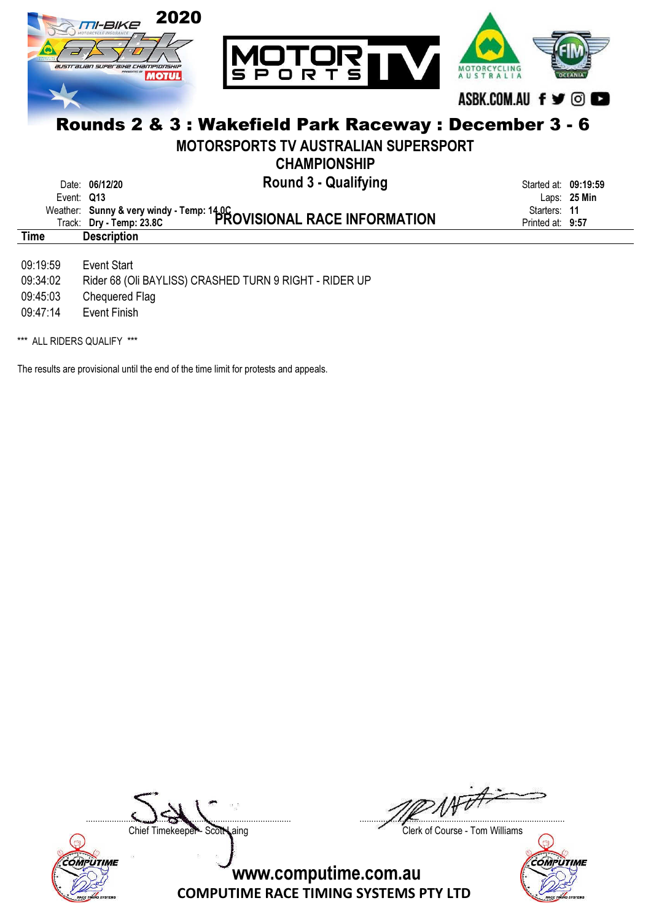# Rounds 2 & 3 : Wakefield Park Raceway : December 3 - 6

## MOTORSPORTS TV AUSTRALIAN SUPERSPORT CHAMPIONSHIP

### Round 3 - Qualifying

Date: **06/12/20**
Event: **Q13**
Weather: **Sunny & very windy - Temp: 14.0C**
Track: **Dry - Temp: 23.8C**

**PROVISIONAL RACE INFORMATION**

Started at: **09:19:59**
Laps: **25 Min**
Starters: **11**
Printed at: **9:57**

| Time | Description |
|---|---|
| 09:19:59 | Event Start |
| 09:34:02 | Rider 68 (Oli BAYLISS) CRASHED TURN 9 RIGHT - RIDER UP |
| 09:45:03 | Chequered Flag |
| 09:47:14 | Event Finish |

*** ALL RIDERS QUALIFY ***

The results are provisional until the end of the time limit for protests and appeals.

Chief Timekeeper - Scott Laing

Clerk of Course - Tom Williams

www.computime.com.au

COMPUTIME RACE TIMING SYSTEMS PTY LTD